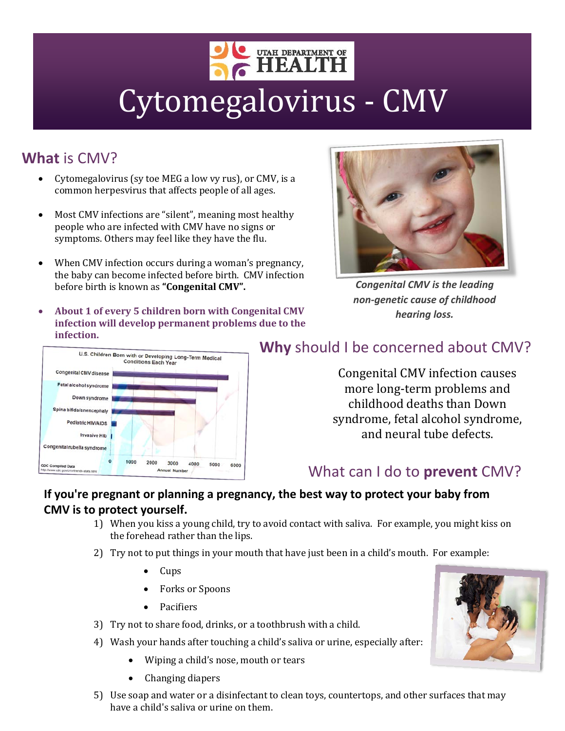# Cytomegalovirus - CMV

## What is CMV?

- Cytomegalovirus (sy toe MEG a low vy rus), or CMV, is a common herpesvirus that affects people of all ages.
- Most CMV infections are "silent", meaning most healthy people who are infected with CMV have no signs or symptoms. Others may feel like they have the flu.
- When CMV infection occurs during a woman's pregnancy, the baby can become infected before birth. CMV infection before birth is known as **"Congenital CMV".**
- **About 1 of every 5 children born with Congenital CMV infection will develop permanent problems due to the infection.**

*Congenital CMV is the leading non-genetic cause of childhood hearing loss.*

U.S. Children Born with or Developing Long-Term Medical Conditions Each Year

Congenital CMV disease
Fetal alcohol syndrome
Down syndrome
Spina bifida/anencephaly
Pediatric HIV/AIDS
Invasive Hib
Congenital rubella syndrome

0 1000 2000 3000 4000 5000 6000
Annual Number

CDC Compiled Data
http://www.cdc.gov/cmv/trends-stats.html

## Why should I be concerned about CMV?

Congenital CMV infection causes more long-term problems and childhood deaths than Down syndrome, fetal alcohol syndrome, and neural tube defects.

## What can I do to prevent CMV?

**If you're pregnant or planning a pregnancy, the best way to protect your baby from CMV is to protect yourself.**

1) When you kiss a young child, try to avoid contact with saliva. For example, you might kiss on the forehead rather than the lips.
2) Try not to put things in your mouth that have just been in a child's mouth. For example:
   - Cups
   - Forks or Spoons
   - Pacifiers
3) Try not to share food, drinks, or a toothbrush with a child.
4) Wash your hands after touching a child's saliva or urine, especially after:
   - Wiping a child's nose, mouth or tears
   - Changing diapers
5) Use soap and water or a disinfectant to clean toys, countertops, and other surfaces that may have a child's saliva or urine on them.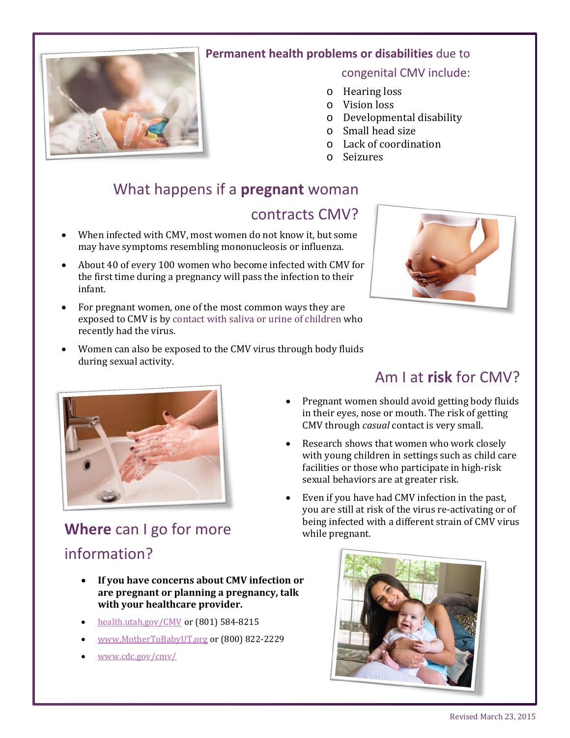**Permanent health problems or disabilities** due to congenital CMV include:

- Hearing loss
- Vision loss
- Developmental disability
- Small head size
- Lack of coordination
- Seizures

## What happens if a **pregnant** woman contracts CMV?

- When infected with CMV, most women do not know it, but some may have symptoms resembling mononucleosis or influenza.
- About 40 of every 100 women who become infected with CMV for the first time during a pregnancy will pass the infection to their infant.
- For pregnant women, one of the most common ways they are exposed to CMV is by contact with saliva or urine of children who recently had the virus.
- Women can also be exposed to the CMV virus through body fluids during sexual activity.

## Am I at **risk** for CMV?

- Pregnant women should avoid getting body fluids in their eyes, nose or mouth. The risk of getting CMV through *casual* contact is very small.
- Research shows that women who work closely with young children in settings such as child care facilities or those who participate in high-risk sexual behaviors are at greater risk.
- Even if you have had CMV infection in the past, you are still at risk of the virus re-activating or of being infected with a different strain of CMV virus while pregnant.

## **Where** can I go for more information?

- **If you have concerns about CMV infection or are pregnant or planning a pregnancy, talk with your healthcare provider.**
- health.utah.gov/CMV or (801) 584-8215
- www.MotherToBabyUT.org or (800) 822-2229
- www.cdc.gov/cmv/

Revised March 23, 2015